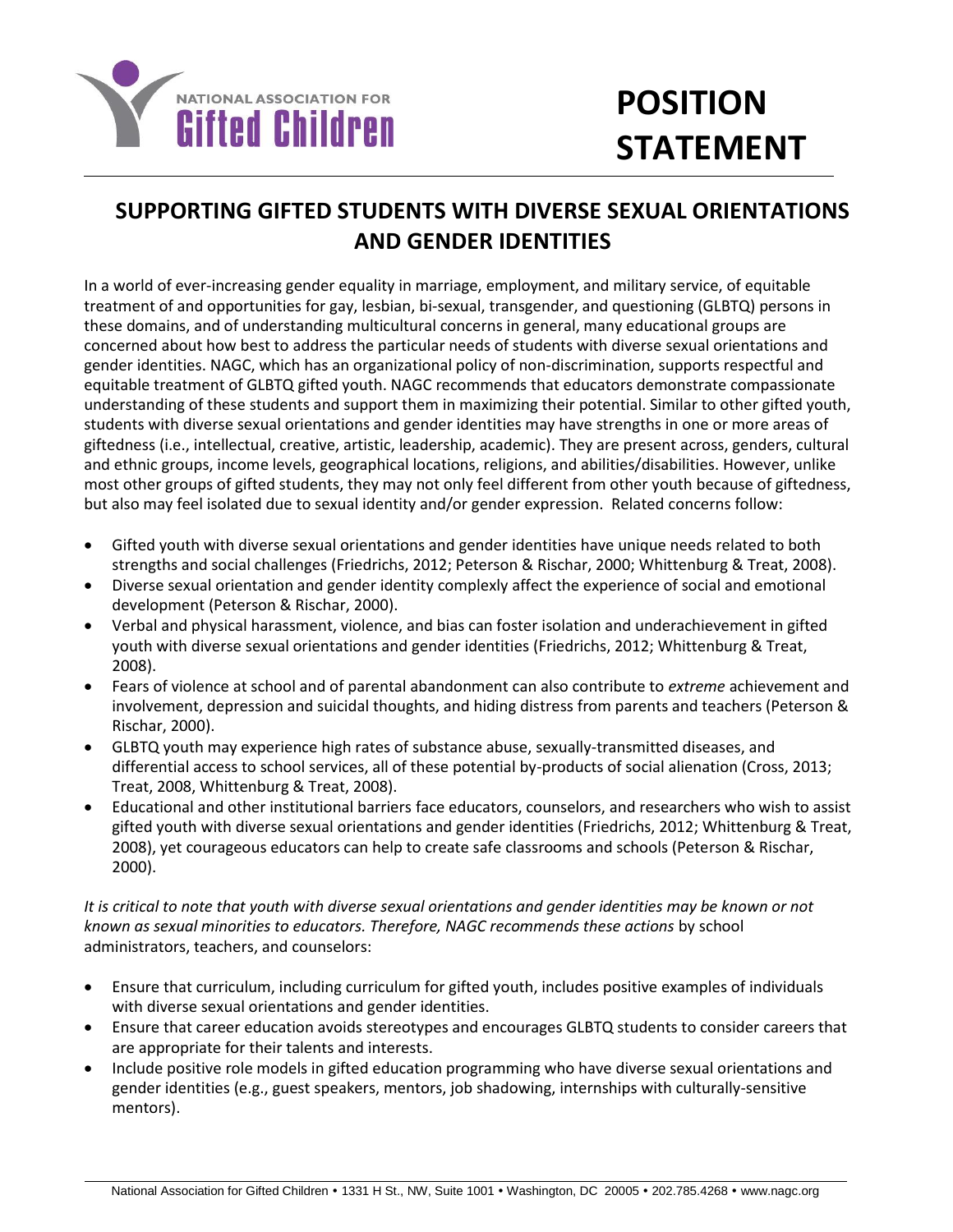NATIONAL ASSOCIATION FOR **Gifted Children**

# POSITION STATEMENT

## SUPPORTING GIFTED STUDENTS WITH DIVERSE SEXUAL ORIENTATIONS AND GENDER IDENTITIES

In a world of ever-increasing gender equality in marriage, employment, and military service, of equitable treatment of and opportunities for gay, lesbian, bi-sexual, transgender, and questioning (GLBTQ) persons in these domains, and of understanding multicultural concerns in general, many educational groups are concerned about how best to address the particular needs of students with diverse sexual orientations and gender identities. NAGC, which has an organizational policy of non-discrimination, supports respectful and equitable treatment of GLBTQ gifted youth. NAGC recommends that educators demonstrate compassionate understanding of these students and support them in maximizing their potential. Similar to other gifted youth, students with diverse sexual orientations and gender identities may have strengths in one or more areas of giftedness (i.e., intellectual, creative, artistic, leadership, academic). They are present across, genders, cultural and ethnic groups, income levels, geographical locations, religions, and abilities/disabilities. However, unlike most other groups of gifted students, they may not only feel different from other youth because of giftedness, but also may feel isolated due to sexual identity and/or gender expression. Related concerns follow:

- Gifted youth with diverse sexual orientations and gender identities have unique needs related to both strengths and social challenges (Friedrichs, 2012; Peterson & Rischar, 2000; Whittenburg & Treat, 2008).
- Diverse sexual orientation and gender identity complexly affect the experience of social and emotional development (Peterson & Rischar, 2000).
- Verbal and physical harassment, violence, and bias can foster isolation and underachievement in gifted youth with diverse sexual orientations and gender identities (Friedrichs, 2012; Whittenburg & Treat, 2008).
- Fears of violence at school and of parental abandonment can also contribute to *extreme* achievement and involvement, depression and suicidal thoughts, and hiding distress from parents and teachers (Peterson & Rischar, 2000).
- GLBTQ youth may experience high rates of substance abuse, sexually-transmitted diseases, and differential access to school services, all of these potential by-products of social alienation (Cross, 2013; Treat, 2008, Whittenburg & Treat, 2008).
- Educational and other institutional barriers face educators, counselors, and researchers who wish to assist gifted youth with diverse sexual orientations and gender identities (Friedrichs, 2012; Whittenburg & Treat, 2008), yet courageous educators can help to create safe classrooms and schools (Peterson & Rischar, 2000).

*It is critical to note that youth with diverse sexual orientations and gender identities may be known or not known as sexual minorities to educators. Therefore, NAGC recommends these actions* by school administrators, teachers, and counselors:

- Ensure that curriculum, including curriculum for gifted youth, includes positive examples of individuals with diverse sexual orientations and gender identities.
- Ensure that career education avoids stereotypes and encourages GLBTQ students to consider careers that are appropriate for their talents and interests.
- Include positive role models in gifted education programming who have diverse sexual orientations and gender identities (e.g., guest speakers, mentors, job shadowing, internships with culturally-sensitive mentors).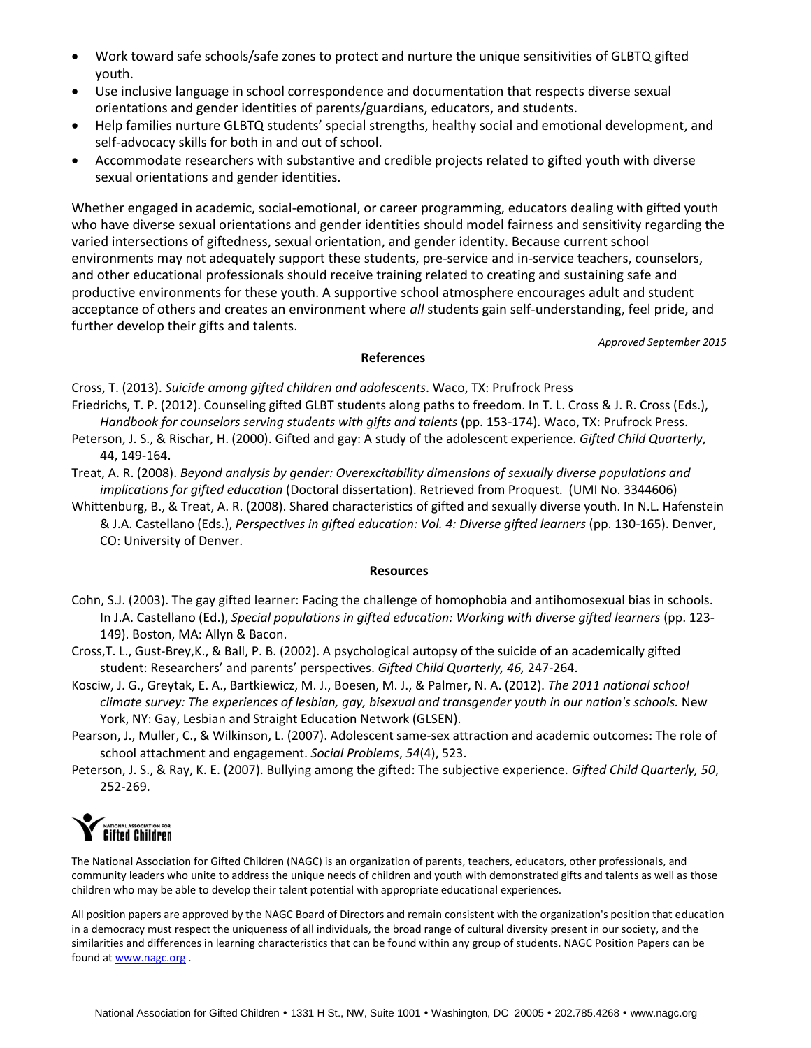- Work toward safe schools/safe zones to protect and nurture the unique sensitivities of GLBTQ gifted youth.
- Use inclusive language in school correspondence and documentation that respects diverse sexual orientations and gender identities of parents/guardians, educators, and students.
- Help families nurture GLBTQ students' special strengths, healthy social and emotional development, and self-advocacy skills for both in and out of school.
- Accommodate researchers with substantive and credible projects related to gifted youth with diverse sexual orientations and gender identities.

Whether engaged in academic, social-emotional, or career programming, educators dealing with gifted youth who have diverse sexual orientations and gender identities should model fairness and sensitivity regarding the varied intersections of giftedness, sexual orientation, and gender identity. Because current school environments may not adequately support these students, pre-service and in-service teachers, counselors, and other educational professionals should receive training related to creating and sustaining safe and productive environments for these youth. A supportive school atmosphere encourages adult and student acceptance of others and creates an environment where *all* students gain self-understanding, feel pride, and further develop their gifts and talents.

*Approved September 2015*

**References**

Cross, T. (2013). *Suicide among gifted children and adolescents*. Waco, TX: Prufrock Press

Friedrichs, T. P. (2012). Counseling gifted GLBT students along paths to freedom. In T. L. Cross & J. R. Cross (Eds.), *Handbook for counselors serving students with gifts and talents* (pp. 153-174). Waco, TX: Prufrock Press.

Peterson, J. S., & Rischar, H. (2000). Gifted and gay: A study of the adolescent experience. *Gifted Child Quarterly*, 44, 149-164.

Treat, A. R. (2008). *Beyond analysis by gender: Overexcitability dimensions of sexually diverse populations and implications for gifted education* (Doctoral dissertation). Retrieved from Proquest. (UMI No. 3344606)

Whittenburg, B., & Treat, A. R. (2008). Shared characteristics of gifted and sexually diverse youth. In N.L. Hafenstein & J.A. Castellano (Eds.), *Perspectives in gifted education: Vol. 4: Diverse gifted learners* (pp. 130-165). Denver, CO: University of Denver.

**Resources**

Cohn, S.J. (2003). The gay gifted learner: Facing the challenge of homophobia and antihomosexual bias in schools. In J.A. Castellano (Ed.), *Special populations in gifted education: Working with diverse gifted learners* (pp. 123-149). Boston, MA: Allyn & Bacon.

Cross,T. L., Gust-Brey,K., & Ball, P. B. (2002). A psychological autopsy of the suicide of an academically gifted student: Researchers' and parents' perspectives. *Gifted Child Quarterly, 46,* 247-264.

Kosciw, J. G., Greytak, E. A., Bartkiewicz, M. J., Boesen, M. J., & Palmer, N. A. (2012). *The 2011 national school climate survey: The experiences of lesbian, gay, bisexual and transgender youth in our nation's schools.* New York, NY: Gay, Lesbian and Straight Education Network (GLSEN).

Pearson, J., Muller, C., & Wilkinson, L. (2007). Adolescent same-sex attraction and academic outcomes: The role of school attachment and engagement. *Social Problems*, *54*(4), 523.

Peterson, J. S., & Ray, K. E. (2007). Bullying among the gifted: The subjective experience. *Gifted Child Quarterly, 50*, 252-269.

National Association for Gifted Children

The National Association for Gifted Children (NAGC) is an organization of parents, teachers, educators, other professionals, and community leaders who unite to address the unique needs of children and youth with demonstrated gifts and talents as well as those children who may be able to develop their talent potential with appropriate educational experiences.

All position papers are approved by the NAGC Board of Directors and remain consistent with the organization's position that education in a democracy must respect the uniqueness of all individuals, the broad range of cultural diversity present in our society, and the similarities and differences in learning characteristics that can be found within any group of students. NAGC Position Papers can be found at www.nagc.org .